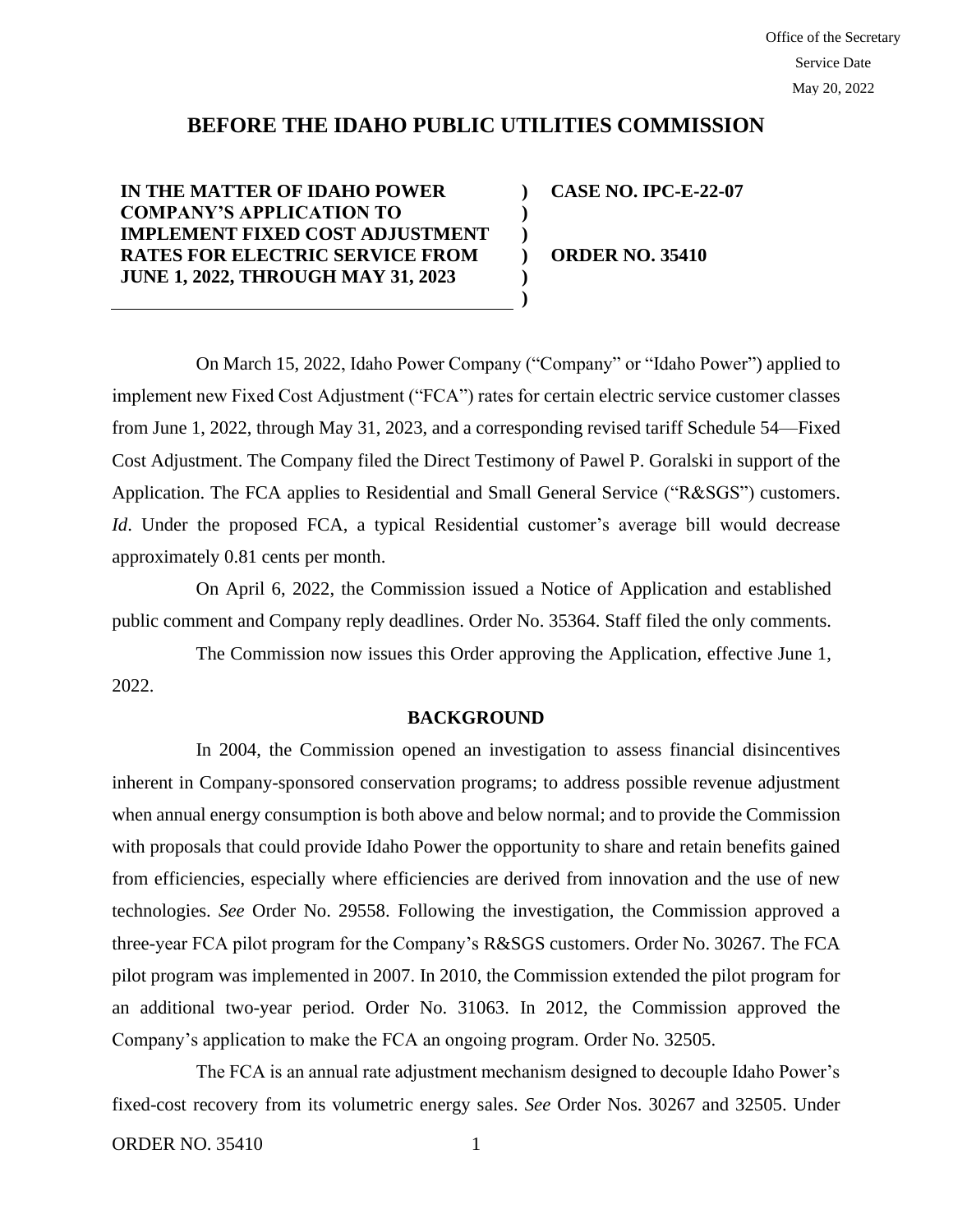Office of the Secretary
Service Date
May 20, 2022

# BEFORE THE IDAHO PUBLIC UTILITIES COMMISSION

| | | |
|---|---|---|
| **IN THE MATTER OF IDAHO POWER COMPANY'S APPLICATION TO IMPLEMENT FIXED COST ADJUSTMENT RATES FOR ELECTRIC SERVICE FROM JUNE 1, 2022, THROUGH MAY 31, 2023** | **)<br>)<br>)<br>)<br>)<br>)** | **CASE NO. IPC-E-22-07**<br><br>**ORDER NO. 35410** |

On March 15, 2022, Idaho Power Company ("Company" or "Idaho Power") applied to implement new Fixed Cost Adjustment ("FCA") rates for certain electric service customer classes from June 1, 2022, through May 31, 2023, and a corresponding revised tariff Schedule 54—Fixed Cost Adjustment. The Company filed the Direct Testimony of Pawel P. Goralski in support of the Application. The FCA applies to Residential and Small General Service ("R&SGS") customers. *Id*. Under the proposed FCA, a typical Residential customer's average bill would decrease approximately 0.81 cents per month.

On April 6, 2022, the Commission issued a Notice of Application and established public comment and Company reply deadlines. Order No. 35364. Staff filed the only comments.

The Commission now issues this Order approving the Application, effective June 1, 2022.

## BACKGROUND

In 2004, the Commission opened an investigation to assess financial disincentives inherent in Company-sponsored conservation programs; to address possible revenue adjustment when annual energy consumption is both above and below normal; and to provide the Commission with proposals that could provide Idaho Power the opportunity to share and retain benefits gained from efficiencies, especially where efficiencies are derived from innovation and the use of new technologies. *See* Order No. 29558. Following the investigation, the Commission approved a three-year FCA pilot program for the Company's R&SGS customers. Order No. 30267. The FCA pilot program was implemented in 2007. In 2010, the Commission extended the pilot program for an additional two-year period. Order No. 31063. In 2012, the Commission approved the Company's application to make the FCA an ongoing program. Order No. 32505.

The FCA is an annual rate adjustment mechanism designed to decouple Idaho Power's fixed-cost recovery from its volumetric energy sales. *See* Order Nos. 30267 and 32505. Under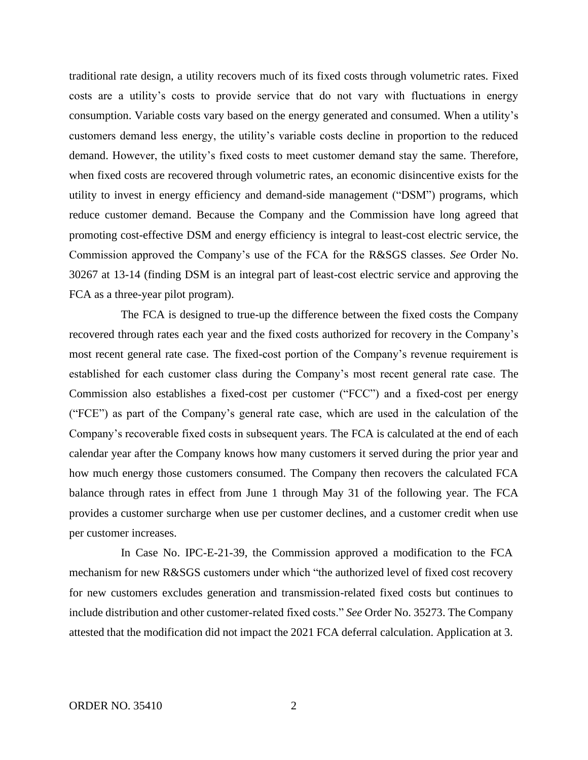traditional rate design, a utility recovers much of its fixed costs through volumetric rates. Fixed costs are a utility's costs to provide service that do not vary with fluctuations in energy consumption. Variable costs vary based on the energy generated and consumed. When a utility's customers demand less energy, the utility's variable costs decline in proportion to the reduced demand. However, the utility's fixed costs to meet customer demand stay the same. Therefore, when fixed costs are recovered through volumetric rates, an economic disincentive exists for the utility to invest in energy efficiency and demand-side management ("DSM") programs, which reduce customer demand. Because the Company and the Commission have long agreed that promoting cost-effective DSM and energy efficiency is integral to least-cost electric service, the Commission approved the Company's use of the FCA for the R&SGS classes. *See* Order No. 30267 at 13-14 (finding DSM is an integral part of least-cost electric service and approving the FCA as a three-year pilot program).

The FCA is designed to true-up the difference between the fixed costs the Company recovered through rates each year and the fixed costs authorized for recovery in the Company's most recent general rate case. The fixed-cost portion of the Company's revenue requirement is established for each customer class during the Company's most recent general rate case. The Commission also establishes a fixed-cost per customer ("FCC") and a fixed-cost per energy ("FCE") as part of the Company's general rate case, which are used in the calculation of the Company's recoverable fixed costs in subsequent years. The FCA is calculated at the end of each calendar year after the Company knows how many customers it served during the prior year and how much energy those customers consumed. The Company then recovers the calculated FCA balance through rates in effect from June 1 through May 31 of the following year. The FCA provides a customer surcharge when use per customer declines, and a customer credit when use per customer increases.

In Case No. IPC-E-21-39, the Commission approved a modification to the FCA mechanism for new R&SGS customers under which "the authorized level of fixed cost recovery for new customers excludes generation and transmission-related fixed costs but continues to include distribution and other customer-related fixed costs." *See* Order No. 35273. The Company attested that the modification did not impact the 2021 FCA deferral calculation. Application at 3.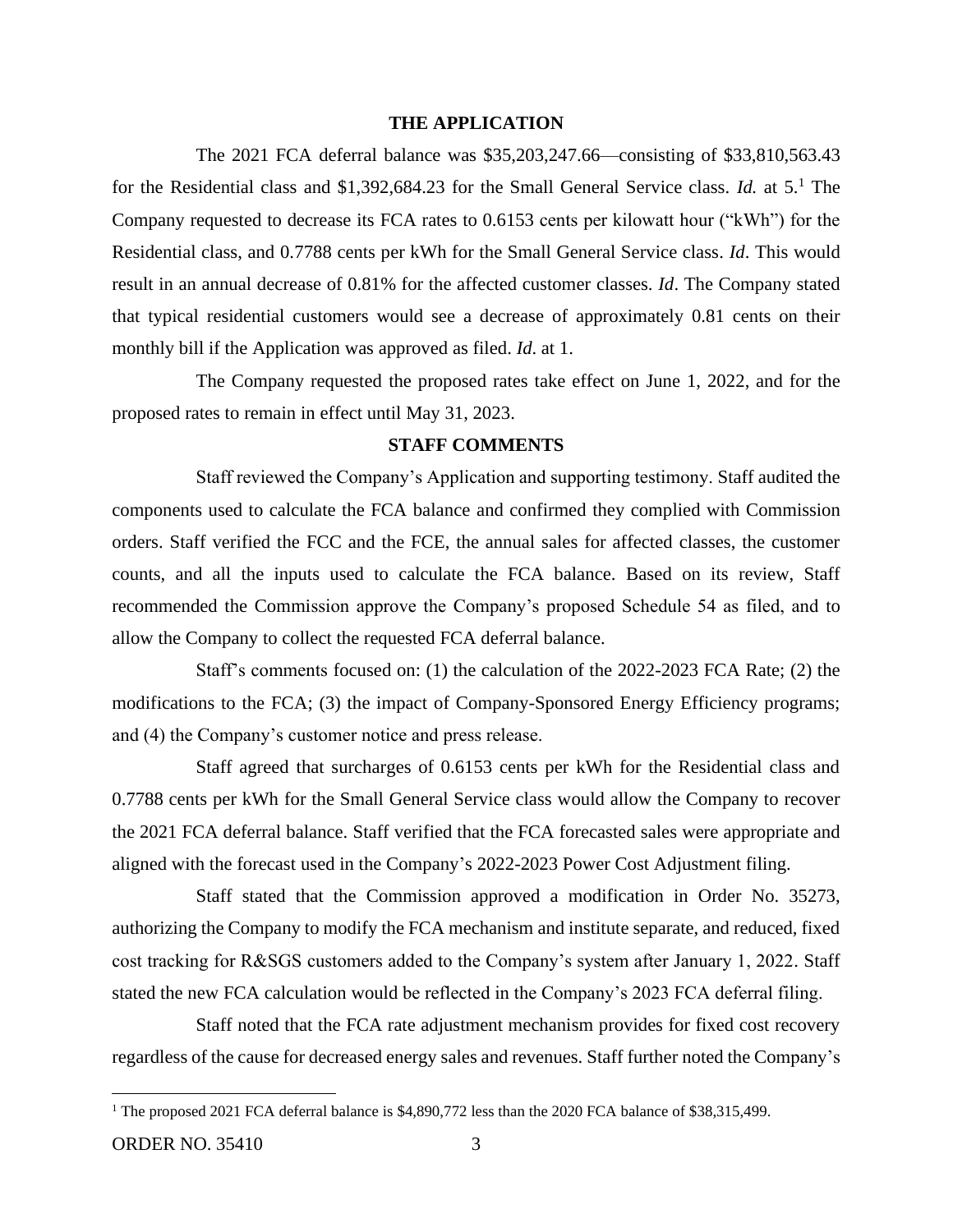## THE APPLICATION

The 2021 FCA deferral balance was $35,203,247.66—consisting of $33,810,563.43 for the Residential class and $1,392,684.23 for the Small General Service class. *Id.* at 5.[1] The Company requested to decrease its FCA rates to 0.6153 cents per kilowatt hour ("kWh") for the Residential class, and 0.7788 cents per kWh for the Small General Service class. *Id*. This would result in an annual decrease of 0.81% for the affected customer classes. *Id*. The Company stated that typical residential customers would see a decrease of approximately 0.81 cents on their monthly bill if the Application was approved as filed. *Id*. at 1.

The Company requested the proposed rates take effect on June 1, 2022, and for the proposed rates to remain in effect until May 31, 2023.

## STAFF COMMENTS

Staff reviewed the Company's Application and supporting testimony. Staff audited the components used to calculate the FCA balance and confirmed they complied with Commission orders. Staff verified the FCC and the FCE, the annual sales for affected classes, the customer counts, and all the inputs used to calculate the FCA balance. Based on its review, Staff recommended the Commission approve the Company's proposed Schedule 54 as filed, and to allow the Company to collect the requested FCA deferral balance.

Staff's comments focused on: (1) the calculation of the 2022-2023 FCA Rate; (2) the modifications to the FCA; (3) the impact of Company-Sponsored Energy Efficiency programs; and (4) the Company's customer notice and press release.

Staff agreed that surcharges of 0.6153 cents per kWh for the Residential class and 0.7788 cents per kWh for the Small General Service class would allow the Company to recover the 2021 FCA deferral balance. Staff verified that the FCA forecasted sales were appropriate and aligned with the forecast used in the Company's 2022-2023 Power Cost Adjustment filing.

Staff stated that the Commission approved a modification in Order No. 35273, authorizing the Company to modify the FCA mechanism and institute separate, and reduced, fixed cost tracking for R&SGS customers added to the Company's system after January 1, 2022. Staff stated the new FCA calculation would be reflected in the Company's 2023 FCA deferral filing.

Staff noted that the FCA rate adjustment mechanism provides for fixed cost recovery regardless of the cause for decreased energy sales and revenues. Staff further noted the Company's

---

[1] The proposed 2021 FCA deferral balance is $4,890,772 less than the 2020 FCA balance of $38,315,499.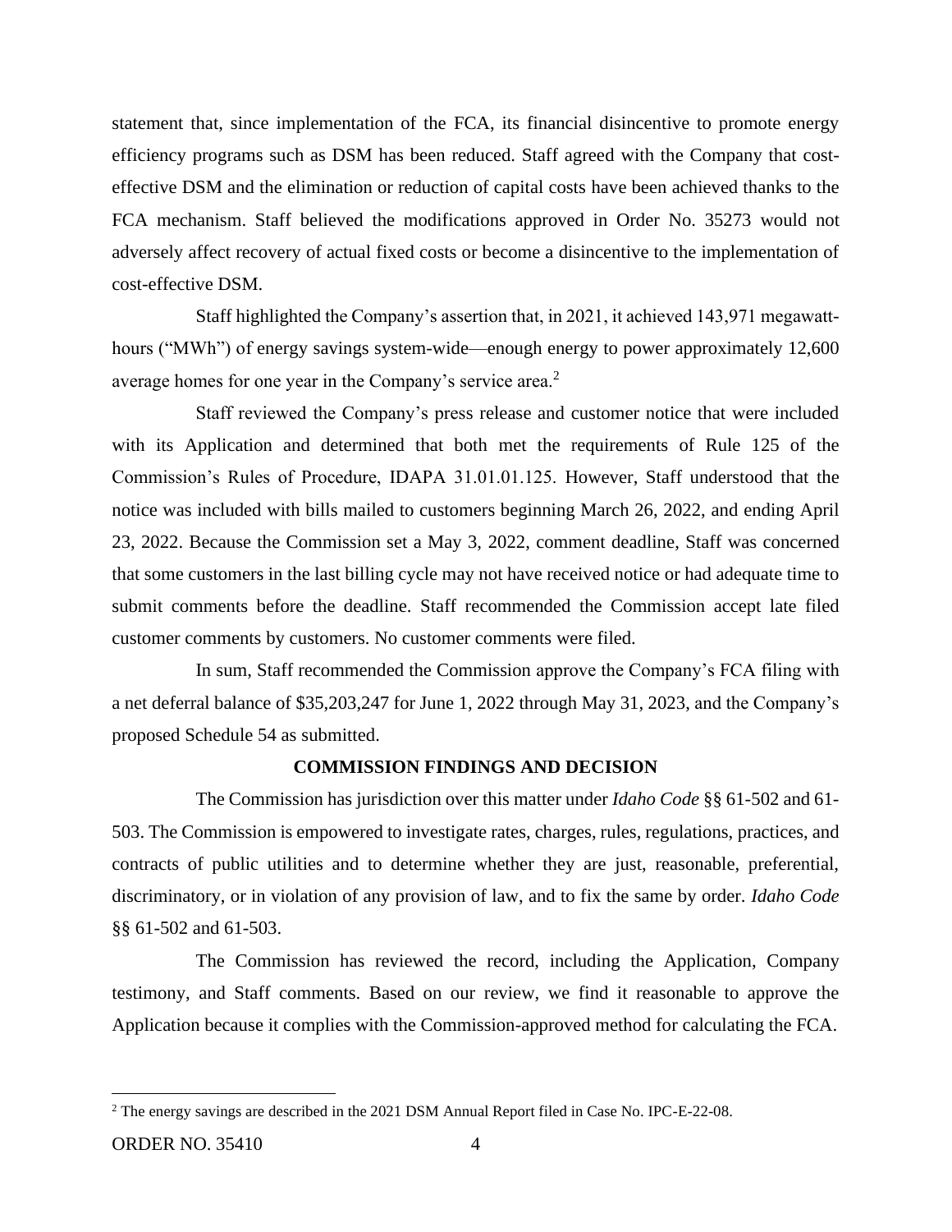statement that, since implementation of the FCA, its financial disincentive to promote energy efficiency programs such as DSM has been reduced. Staff agreed with the Company that cost-effective DSM and the elimination or reduction of capital costs have been achieved thanks to the FCA mechanism. Staff believed the modifications approved in Order No. 35273 would not adversely affect recovery of actual fixed costs or become a disincentive to the implementation of cost-effective DSM.

Staff highlighted the Company's assertion that, in 2021, it achieved 143,971 megawatt-hours ("MWh") of energy savings system-wide—enough energy to power approximately 12,600 average homes for one year in the Company's service area.[2]

Staff reviewed the Company's press release and customer notice that were included with its Application and determined that both met the requirements of Rule 125 of the Commission's Rules of Procedure, IDAPA 31.01.01.125. However, Staff understood that the notice was included with bills mailed to customers beginning March 26, 2022, and ending April 23, 2022. Because the Commission set a May 3, 2022, comment deadline, Staff was concerned that some customers in the last billing cycle may not have received notice or had adequate time to submit comments before the deadline. Staff recommended the Commission accept late filed customer comments by customers. No customer comments were filed.

In sum, Staff recommended the Commission approve the Company's FCA filing with a net deferral balance of $35,203,247 for June 1, 2022 through May 31, 2023, and the Company's proposed Schedule 54 as submitted.

**COMMISSION FINDINGS AND DECISION**

The Commission has jurisdiction over this matter under *Idaho Code* §§ 61-502 and 61-503. The Commission is empowered to investigate rates, charges, rules, regulations, practices, and contracts of public utilities and to determine whether they are just, reasonable, preferential, discriminatory, or in violation of any provision of law, and to fix the same by order. *Idaho Code* §§ 61-502 and 61-503.

The Commission has reviewed the record, including the Application, Company testimony, and Staff comments. Based on our review, we find it reasonable to approve the Application because it complies with the Commission-approved method for calculating the FCA.

---

[2] The energy savings are described in the 2021 DSM Annual Report filed in Case No. IPC-E-22-08.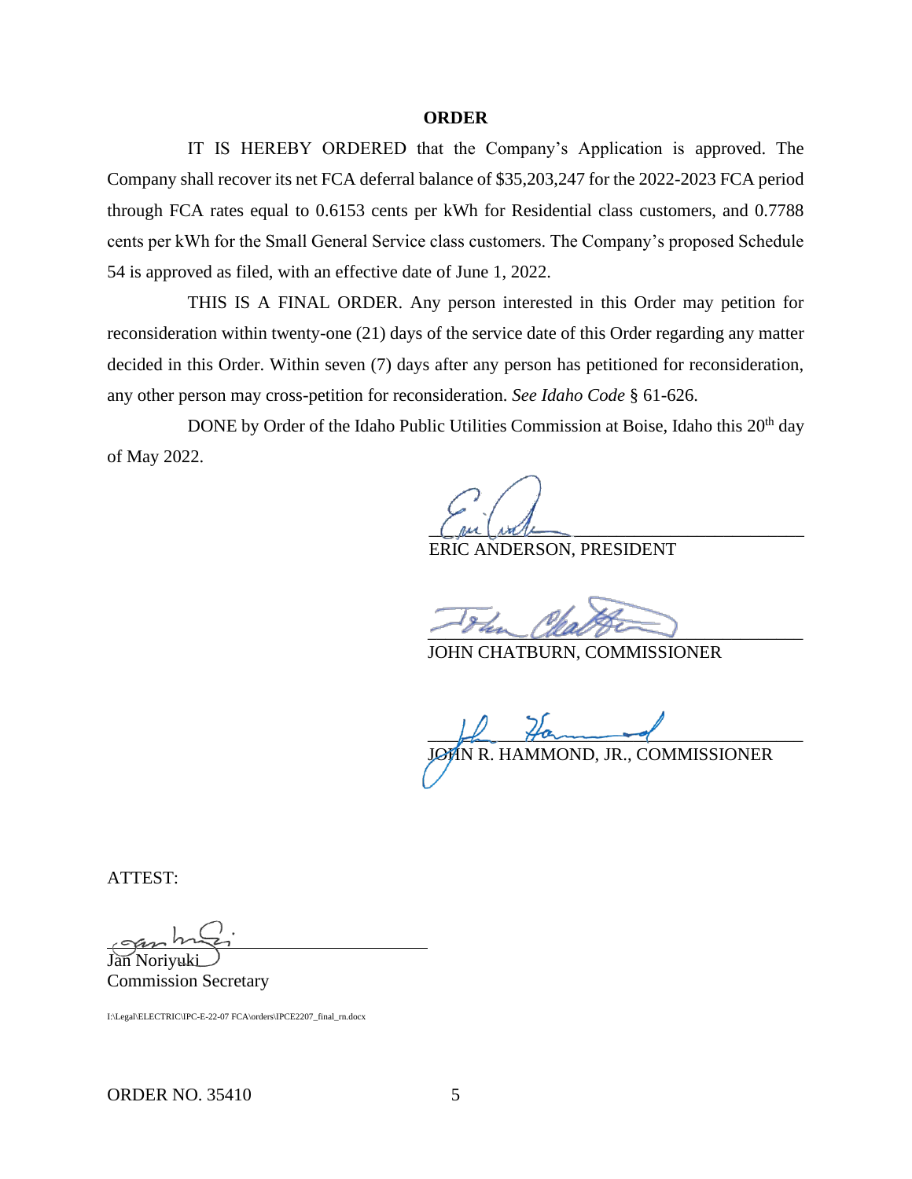## ORDER

IT IS HEREBY ORDERED that the Company's Application is approved. The Company shall recover its net FCA deferral balance of $35,203,247 for the 2022-2023 FCA period through FCA rates equal to 0.6153 cents per kWh for Residential class customers, and 0.7788 cents per kWh for the Small General Service class customers. The Company's proposed Schedule 54 is approved as filed, with an effective date of June 1, 2022.

THIS IS A FINAL ORDER. Any person interested in this Order may petition for reconsideration within twenty-one (21) days of the service date of this Order regarding any matter decided in this Order. Within seven (7) days after any person has petitioned for reconsideration, any other person may cross-petition for reconsideration. *See Idaho Code* § 61-626.

DONE by Order of the Idaho Public Utilities Commission at Boise, Idaho this 20th day of May 2022.

ERIC ANDERSON, PRESIDENT

JOHN CHATBURN, COMMISSIONER

JOHN R. HAMMOND, JR., COMMISSIONER

ATTEST:

Jan Noriyuki
Commission Secretary

I:\Legal\ELECTRIC\IPC-E-22-07 FCA\orders\IPCE2207_final_rn.docx

ORDER NO. 35410